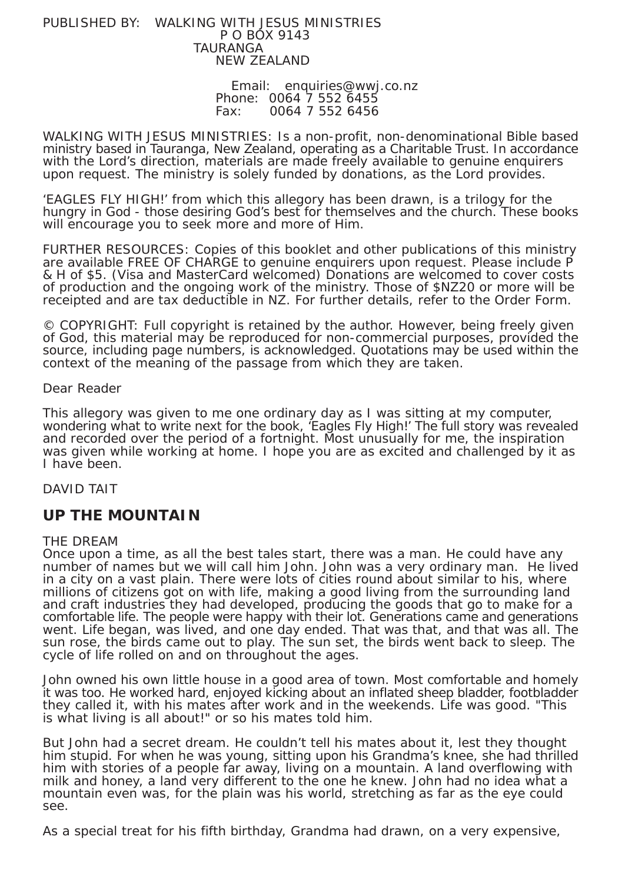PUBLISHED BY: WALKING WITH JESUS MINISTRIES
P O BOX 9143
TAURANGA
NEW ZEALAND

Email: enquiries@wwj.co.nz
Phone: 0064 7 552 6455
Fax: 0064 7 552 6456

WALKING WITH JESUS MINISTRIES: Is a non-profit, non-denominational Bible based ministry based in Tauranga, New Zealand, operating as a Charitable Trust. In accordance with the Lord's direction, materials are made freely available to genuine enquirers upon request. The ministry is solely funded by donations, as the Lord provides.

'EAGLES FLY HIGH!' from which this allegory has been drawn, is a trilogy for the hungry in God - those desiring God's best for themselves and the church. These books will encourage you to seek more and more of Him.

FURTHER RESOURCES: Copies of this booklet and other publications of this ministry are available FREE OF CHARGE to genuine enquirers upon request. Please include P & H of $5. (Visa and MasterCard welcomed) Donations are welcomed to cover costs of production and the ongoing work of the ministry. Those of $NZ20 or more will be receipted and are tax deductible in NZ. For further details, refer to the Order Form.

© COPYRIGHT: Full copyright is retained by the author. However, being freely given of God, this material may be reproduced for non-commercial purposes, provided the source, including page numbers, is acknowledged. Quotations may be used within the context of the meaning of the passage from which they are taken.

Dear Reader

This allegory was given to me one ordinary day as I was sitting at my computer, wondering what to write next for the book, 'Eagles Fly High!' The full story was revealed and recorded over the period of a fortnight. Most unusually for me, the inspiration was given while working at home. I hope you are as excited and challenged by it as I have been.

DAVID TAIT

## UP THE MOUNTAIN

THE DREAM

Once upon a time, as all the best tales start, there was a man. He could have any number of names but we will call him John. John was a very ordinary man. He lived in a city on a vast plain. There were lots of cities round about similar to his, where millions of citizens got on with life, making a good living from the surrounding land and craft industries they had developed, producing the goods that go to make for a comfortable life. The people were happy with their lot. Generations came and generations went. Life began, was lived, and one day ended. That was that, and that was all. The sun rose, the birds came out to play. The sun set, the birds went back to sleep. The cycle of life rolled on and on throughout the ages.

John owned his own little house in a good area of town. Most comfortable and homely it was too. He worked hard, enjoyed kicking about an inflated sheep bladder, footbladder they called it, with his mates after work and in the weekends. Life was good. "This is what living is all about!" or so his mates told him.

But John had a secret dream. He couldn't tell his mates about it, lest they thought him stupid. For when he was young, sitting upon his Grandma's knee, she had thrilled him with stories of a people far away, living on a mountain. A land overflowing with milk and honey, a land very different to the one he knew. John had no idea what a mountain even was, for the plain was his world, stretching as far as the eye could see.

As a special treat for his fifth birthday, Grandma had drawn, on a very expensive,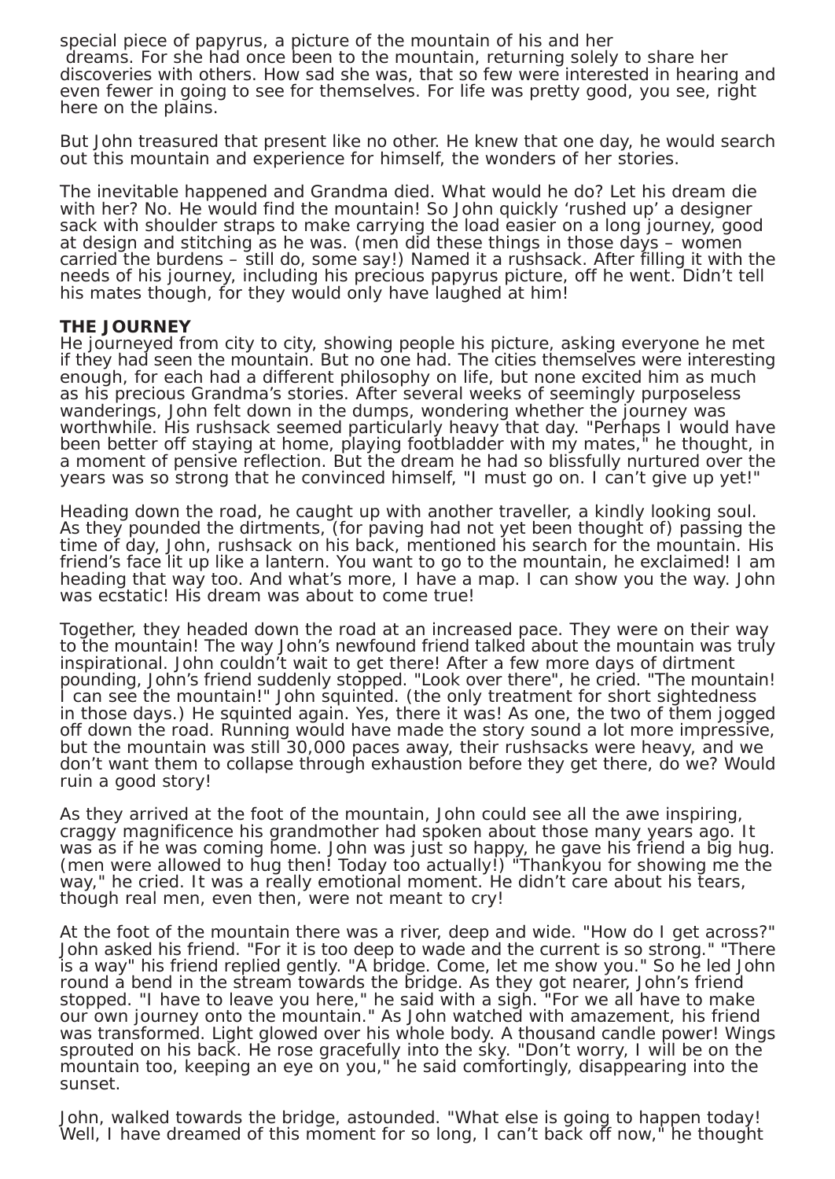special piece of papyrus, a picture of the mountain of his and her dreams. For she had once been to the mountain, returning solely to share her discoveries with others. How sad she was, that so few were interested in hearing and even fewer in going to see for themselves. For life was pretty good, you see, right here on the plains.

But John treasured that present like no other. He knew that one day, he would search out this mountain and experience for himself, the wonders of her stories.

The inevitable happened and Grandma died. What would he do? Let his dream die with her? No. He would find the mountain! So John quickly 'rushed up' a designer sack with shoulder straps to make carrying the load easier on a long journey, good at design and stitching as he was. (men did these things in those days – women carried the burdens – still do, some say!) Named it a rushsack. After filling it with the needs of his journey, including his precious papyrus picture, off he went. Didn't tell his mates though, for they would only have laughed at him!

**THE JOURNEY**

He journeyed from city to city, showing people his picture, asking everyone he met if they had seen the mountain. But no one had. The cities themselves were interesting enough, for each had a different philosophy on life, but none excited him as much as his precious Grandma's stories. After several weeks of seemingly purposeless wanderings, John felt down in the dumps, wondering whether the journey was worthwhile. His rushsack seemed particularly heavy that day. "Perhaps I would have been better off staying at home, playing footbladder with my mates," he thought, in a moment of pensive reflection. But the dream he had so blissfully nurtured over the years was so strong that he convinced himself, "I must go on. I can't give up yet!"

Heading down the road, he caught up with another traveller, a kindly looking soul. As they pounded the dirtments, (for paving had not yet been thought of) passing the time of day, John, rushsack on his back, mentioned his search for the mountain. His friend's face lit up like a lantern. You want to go to the mountain, he exclaimed! I am heading that way too. And what's more, I have a map. I can show you the way. John was ecstatic! His dream was about to come true!

Together, they headed down the road at an increased pace. They were on their way to the mountain! The way John's newfound friend talked about the mountain was truly inspirational. John couldn't wait to get there! After a few more days of dirtment pounding, John's friend suddenly stopped. "Look over there", he cried. "The mountain! I can see the mountain!" John squinted. (the only treatment for short sightedness in those days.) He squinted again. Yes, there it was! As one, the two of them jogged off down the road. Running would have made the story sound a lot more impressive, but the mountain was still 30,000 paces away, their rushsacks were heavy, and we don't want them to collapse through exhaustion before they get there, do we? Would ruin a good story!

As they arrived at the foot of the mountain, John could see all the awe inspiring, craggy magnificence his grandmother had spoken about those many years ago. It was as if he was coming home. John was just so happy, he gave his friend a big hug. (men were allowed to hug then! Today too actually!) "Thankyou for showing me the way," he cried. It was a really emotional moment. He didn't care about his tears, though real men, even then, were not meant to cry!

At the foot of the mountain there was a river, deep and wide. "How do I get across?" John asked his friend. "For it is too deep to wade and the current is so strong." "There is a way" his friend replied gently. "A bridge. Come, let me show you." So he led John round a bend in the stream towards the bridge. As they got nearer, John's friend stopped. "I have to leave you here," he said with a sigh. "For we all have to make our own journey onto the mountain." As John watched with amazement, his friend was transformed. Light glowed over his whole body. A thousand candle power! Wings sprouted on his back. He rose gracefully into the sky. "Don't worry, I will be on the mountain too, keeping an eye on you," he said comfortingly, disappearing into the sunset.

John, walked towards the bridge, astounded. "What else is going to happen today! Well, I have dreamed of this moment for so long, I can't back off now," he thought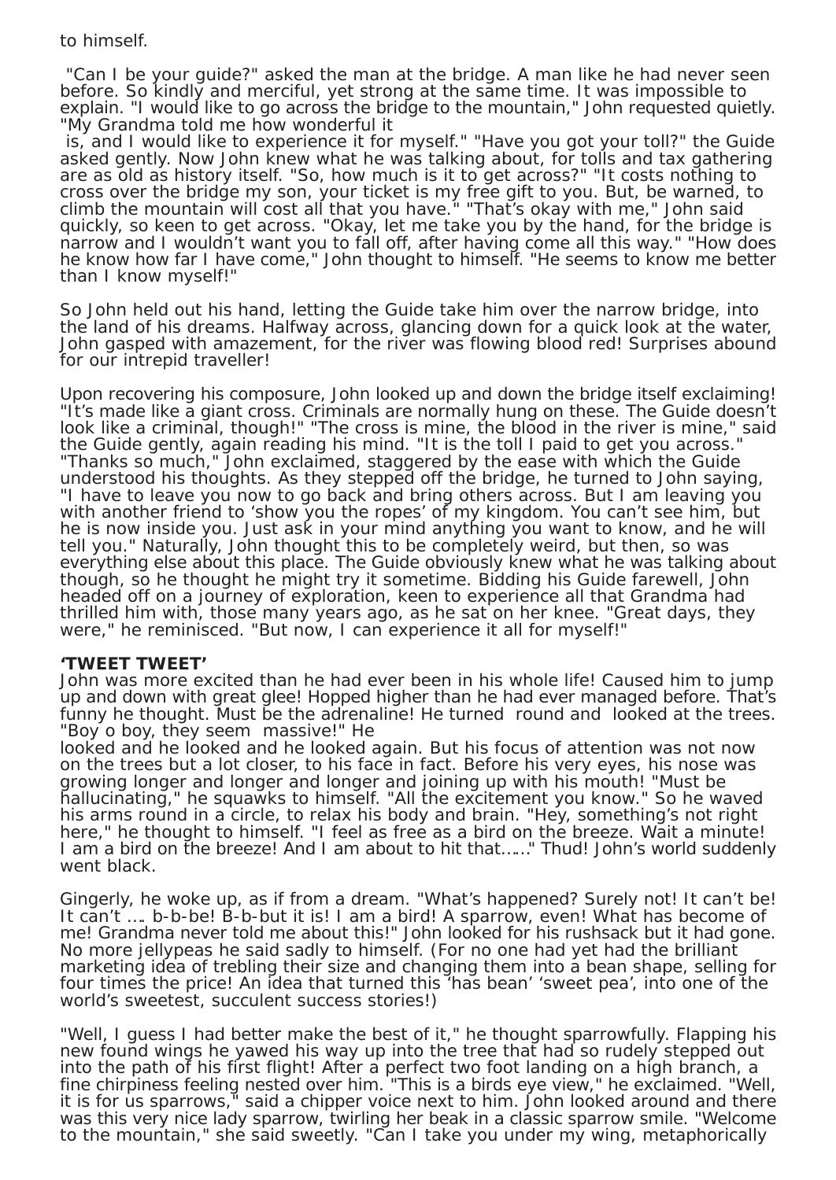to himself.

"Can I be your guide?" asked the man at the bridge. A man like he had never seen before. So kindly and merciful, yet strong at the same time. It was impossible to explain. "I would like to go across the bridge to the mountain," John requested quietly. "My Grandma told me how wonderful it is, and I would like to experience it for myself." "Have you got your toll?" the Guide asked gently. Now John knew what he was talking about, for tolls and tax gathering are as old as history itself. "So, how much is it to get across?" "It costs nothing to cross over the bridge my son, your ticket is my free gift to you. But, be warned, to climb the mountain will cost all that you have." "That's okay with me," John said quickly, so keen to get across. "Okay, let me take you by the hand, for the bridge is narrow and I wouldn't want you to fall off, after having come all this way." "How does he know how far I have come," John thought to himself. "He seems to know me better than I know myself!"

So John held out his hand, letting the Guide take him over the narrow bridge, into the land of his dreams. Halfway across, glancing down for a quick look at the water, John gasped with amazement, for the river was flowing blood red! Surprises abound for our intrepid traveller!

Upon recovering his composure, John looked up and down the bridge itself exclaiming! "It's made like a giant cross. Criminals are normally hung on these. The Guide doesn't look like a criminal, though!" "The cross is mine, the blood in the river is mine," said the Guide gently, again reading his mind. "It is the toll I paid to get you across." "Thanks so much," John exclaimed, staggered by the ease with which the Guide understood his thoughts. As they stepped off the bridge, he turned to John saying, "I have to leave you now to go back and bring others across. But I am leaving you with another friend to 'show you the ropes' of my kingdom. You can't see him, but he is now inside you. Just ask in your mind anything you want to know, and he will tell you." Naturally, John thought this to be completely weird, but then, so was everything else about this place. The Guide obviously knew what he was talking about though, so he thought he might try it sometime. Bidding his Guide farewell, John headed off on a journey of exploration, keen to experience all that Grandma had thrilled him with, those many years ago, as he sat on her knee. "Great days, they were," he reminisced. "But now, I can experience it all for myself!"

**'TWEET TWEET'**

John was more excited than he had ever been in his whole life! Caused him to jump up and down with great glee! Hopped higher than he had ever managed before. That's funny he thought. Must be the adrenaline! He turned round and looked at the trees. "Boy o boy, they seem massive!" He looked and he looked and he looked again. But his focus of attention was not now on the trees but a lot closer, to his face in fact. Before his very eyes, his nose was growing longer and longer and longer and joining up with his mouth! "Must be hallucinating," he squawks to himself. "All the excitement you know." So he waved his arms round in a circle, to relax his body and brain. "Hey, something's not right here," he thought to himself. "I feel as free as a bird on the breeze. Wait a minute! I am a bird on the breeze! And I am about to hit that……" Thud! John's world suddenly went black.

Gingerly, he woke up, as if from a dream. "What's happened? Surely not! It can't be! It can't …. b-b-be! B-b-but it is! I am a bird! A sparrow, even! What has become of me! Grandma never told me about this!" John looked for his rushsack but it had gone. No more jellypeas he said sadly to himself. (For no one had yet had the brilliant marketing idea of trebling their size and changing them into a bean shape, selling for four times the price! An idea that turned this 'has bean' 'sweet pea', into one of the world's sweetest, succulent success stories!)

"Well, I guess I had better make the best of it," he thought sparrowfully. Flapping his new found wings he yawed his way up into the tree that had so rudely stepped out into the path of his first flight! After a perfect two foot landing on a high branch, a fine chirpiness feeling nested over him. "This is a birds eye view," he exclaimed. "Well, it is for us sparrows," said a chipper voice next to him. John looked around and there was this very nice lady sparrow, twirling her beak in a classic sparrow smile. "Welcome to the mountain," she said sweetly. "Can I take you under my wing, metaphorically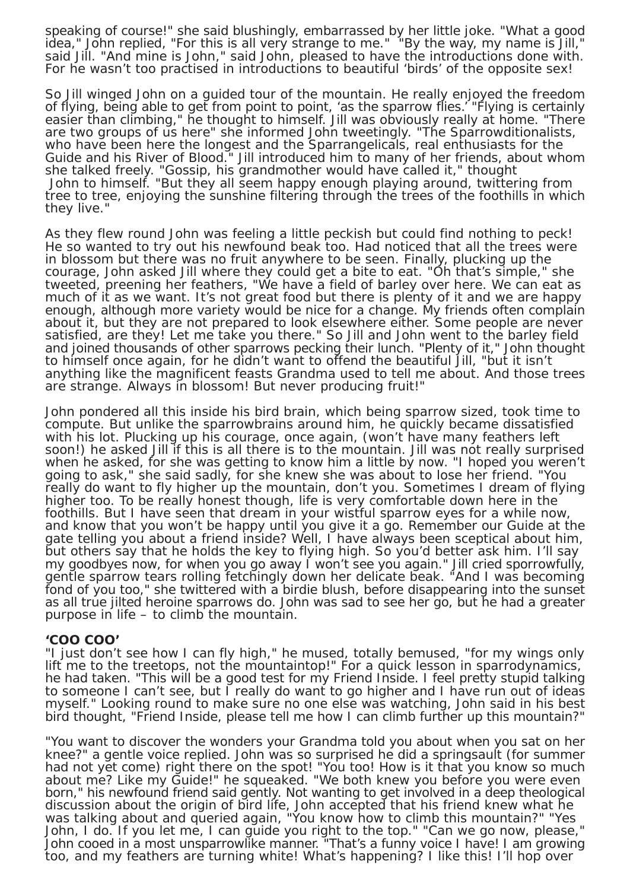speaking of course!" she said blushingly, embarrassed by her little joke. "What a good idea," John replied, "For this is all very strange to me." "By the way, my name is Jill," said Jill. "And mine is John," said John, pleased to have the introductions done with. For he wasn't too practised in introductions to beautiful 'birds' of the opposite sex!

So Jill winged John on a guided tour of the mountain. He really enjoyed the freedom of flying, being able to get from point to point, 'as the sparrow flies.' "Flying is certainly easier than climbing," he thought to himself. Jill was obviously really at home. "There are two groups of us here" she informed John tweetingly. "The Sparrowditionalists, who have been here the longest and the Sparrangelicals, real enthusiasts for the Guide and his River of Blood." Jill introduced him to many of her friends, about whom she talked freely. "Gossip, his grandmother would have called it," thought John to himself. "But they all seem happy enough playing around, twittering from tree to tree, enjoying the sunshine filtering through the trees of the foothills in which they live."

As they flew round John was feeling a little peckish but could find nothing to peck! He so wanted to try out his newfound beak too. Had noticed that all the trees were in blossom but there was no fruit anywhere to be seen. Finally, plucking up the courage, John asked Jill where they could get a bite to eat. "Oh that's simple," she tweeted, preening her feathers, "We have a field of barley over here. We can eat as much of it as we want. It's not great food but there is plenty of it and we are happy enough, although more variety would be nice for a change. My friends often complain about it, but they are not prepared to look elsewhere either. Some people are never satisfied, are they! Let me take you there." So Jill and John went to the barley field and joined thousands of other sparrows pecking their lunch. "Plenty of it," John thought to himself once again, for he didn't want to offend the beautiful Jill, "but it isn't anything like the magnificent feasts Grandma used to tell me about. And those trees are strange. Always in blossom! But never producing fruit!"

John pondered all this inside his bird brain, which being sparrow sized, took time to compute. But unlike the sparrowbrains around him, he quickly became dissatisfied with his lot. Plucking up his courage, once again, (won't have many feathers left soon!) he asked Jill if this is all there is to the mountain. Jill was not really surprised when he asked, for she was getting to know him a little by now. "I hoped you weren't going to ask," she said sadly, for she knew she was about to lose her friend. "You really do want to fly higher up the mountain, don't you. Sometimes I dream of flying higher too. To be really honest though, life is very comfortable down here in the foothills. But I have seen that dream in your wistful sparrow eyes for a while now, and know that you won't be happy until you give it a go. Remember our Guide at the gate telling you about a friend inside? Well, I have always been sceptical about him, but others say that he holds the key to flying high. So you'd better ask him. I'll say my goodbyes now, for when you go away I won't see you again." Jill cried sporrowfully, gentle sparrow tears rolling fetchingly down her delicate beak. "And I was becoming fond of you too," she twittered with a birdie blush, before disappearing into the sunset as all true jilted heroine sparrows do. John was sad to see her go, but he had a greater purpose in life – to climb the mountain.

**'COO COO'**

"I just don't see how I can fly high," he mused, totally bemused, "for my wings only lift me to the treetops, not the mountaintop!" For a quick lesson in sparrodynamics, he had taken. "This will be a good test for my Friend Inside. I feel pretty stupid talking to someone I can't see, but I really do want to go higher and I have run out of ideas myself." Looking round to make sure no one else was watching, John said in his best bird thought, "Friend Inside, please tell me how I can climb further up this mountain?"

"You want to discover the wonders your Grandma told you about when you sat on her knee?" a gentle voice replied. John was so surprised he did a springsault (for summer had not yet come) right there on the spot! "You too! How is it that you know so much about me? Like my Guide!" he squeaked. "We both knew you before you were even born," his newfound friend said gently. Not wanting to get involved in a deep theological discussion about the origin of bird life, John accepted that his friend knew what he was talking about and queried again, "You know how to climb this mountain?" "Yes John, I do. If you let me, I can guide you right to the top." "Can we go now, please," John cooed in a most unsparrowlike manner. "That's a funny voice I have! I am growing too, and my feathers are turning white! What's happening? I like this! I'll hop over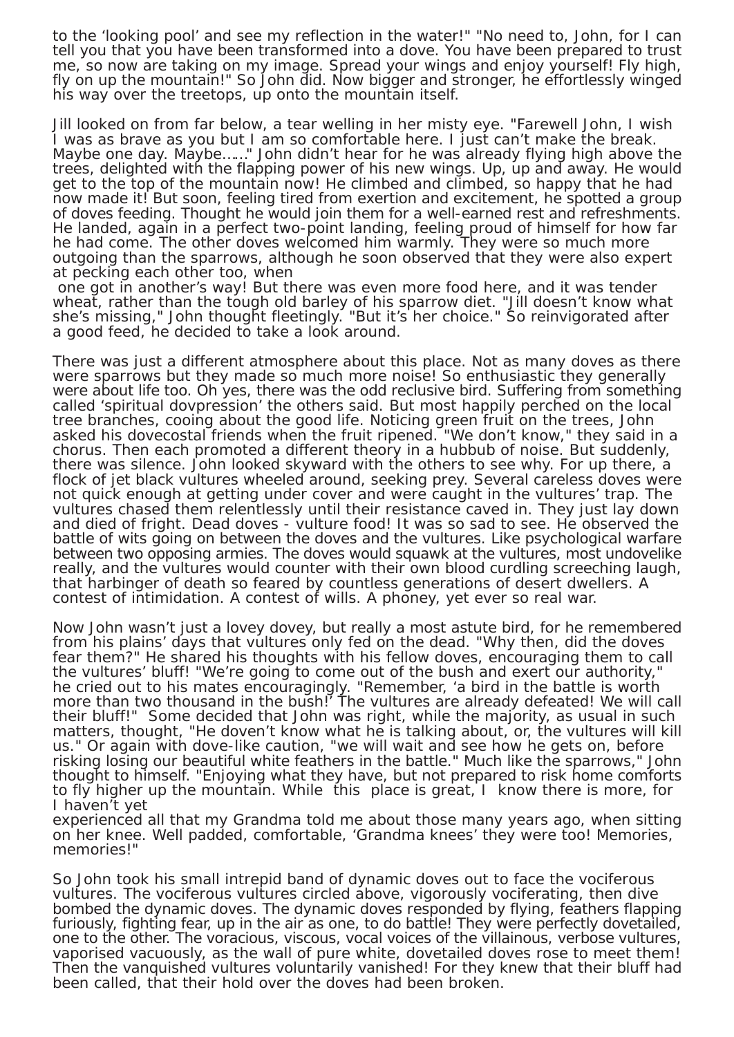to the 'looking pool' and see my reflection in the water!" "No need to, John, for I can tell you that you have been transformed into a dove. You have been prepared to trust me, so now are taking on my image. Spread your wings and enjoy yourself! Fly high, fly on up the mountain!" So John did. Now bigger and stronger, he effortlessly winged his way over the treetops, up onto the mountain itself.

Jill looked on from far below, a tear welling in her misty eye. "Farewell John, I wish I was as brave as you but I am so comfortable here. I just can't make the break. Maybe one day. Maybe……" John didn't hear for he was already flying high above the trees, delighted with the flapping power of his new wings. Up, up and away. He would get to the top of the mountain now! He climbed and climbed, so happy that he had now made it! But soon, feeling tired from exertion and excitement, he spotted a group of doves feeding. Thought he would join them for a well-earned rest and refreshments. He landed, again in a perfect two-point landing, feeling proud of himself for how far he had come. The other doves welcomed him warmly. They were so much more outgoing than the sparrows, although he soon observed that they were also expert at pecking each other too, when one got in another's way! But there was even more food here, and it was tender wheat, rather than the tough old barley of his sparrow diet. "Jill doesn't know what she's missing," John thought fleetingly. "But it's her choice." So reinvigorated after a good feed, he decided to take a look around.

There was just a different atmosphere about this place. Not as many doves as there were sparrows but they made so much more noise! So enthusiastic they generally were about life too. Oh yes, there was the odd reclusive bird. Suffering from something called 'spiritual dovpression' the others said. But most happily perched on the local tree branches, cooing about the good life. Noticing green fruit on the trees, John asked his dovecostal friends when the fruit ripened. "We don't know," they said in a chorus. Then each promoted a different theory in a hubbub of noise. But suddenly, there was silence. John looked skyward with the others to see why. For up there, a flock of jet black vultures wheeled around, seeking prey. Several careless doves were not quick enough at getting under cover and were caught in the vultures' trap. The vultures chased them relentlessly until their resistance caved in. They just lay down and died of fright. Dead doves - vulture food! It was so sad to see. He observed the battle of wits going on between the doves and the vultures. Like psychological warfare between two opposing armies. The doves would squawk at the vultures, most undovelike really, and the vultures would counter with their own blood curdling screeching laugh, that harbinger of death so feared by countless generations of desert dwellers. A contest of intimidation. A contest of wills. A phoney, yet ever so real war.

Now John wasn't just a lovey dovey, but really a most astute bird, for he remembered from his plains' days that vultures only fed on the dead. "Why then, did the doves fear them?" He shared his thoughts with his fellow doves, encouraging them to call the vultures' bluff! "We're going to come out of the bush and exert our authority," he cried out to his mates encouragingly. "Remember, 'a bird in the battle is worth more than two thousand in the bush!' The vultures are already defeated! We will call their bluff!" Some decided that John was right, while the majority, as usual in such matters, thought, "He doven't know what he is talking about, or, the vultures will kill us." Or again with dove-like caution, "we will wait and see how he gets on, before risking losing our beautiful white feathers in the battle." Much like the sparrows," John thought to himself. "Enjoying what they have, but not prepared to risk home comforts to fly higher up the mountain. While this place is great, I know there is more, for I haven't yet experienced all that my Grandma told me about those many years ago, when sitting on her knee. Well padded, comfortable, 'Grandma knees' they were too! Memories, memories!"

So John took his small intrepid band of dynamic doves out to face the vociferous vultures. The vociferous vultures circled above, vigorously vociferating, then dive bombed the dynamic doves. The dynamic doves responded by flying, feathers flapping furiously, fighting fear, up in the air as one, to do battle! They were perfectly dovetailed, one to the other. The voracious, viscous, vocal voices of the villainous, verbose vultures, vaporised vacuously, as the wall of pure white, dovetailed doves rose to meet them! Then the vanquished vultures voluntarily vanished! For they knew that their bluff had been called, that their hold over the doves had been broken.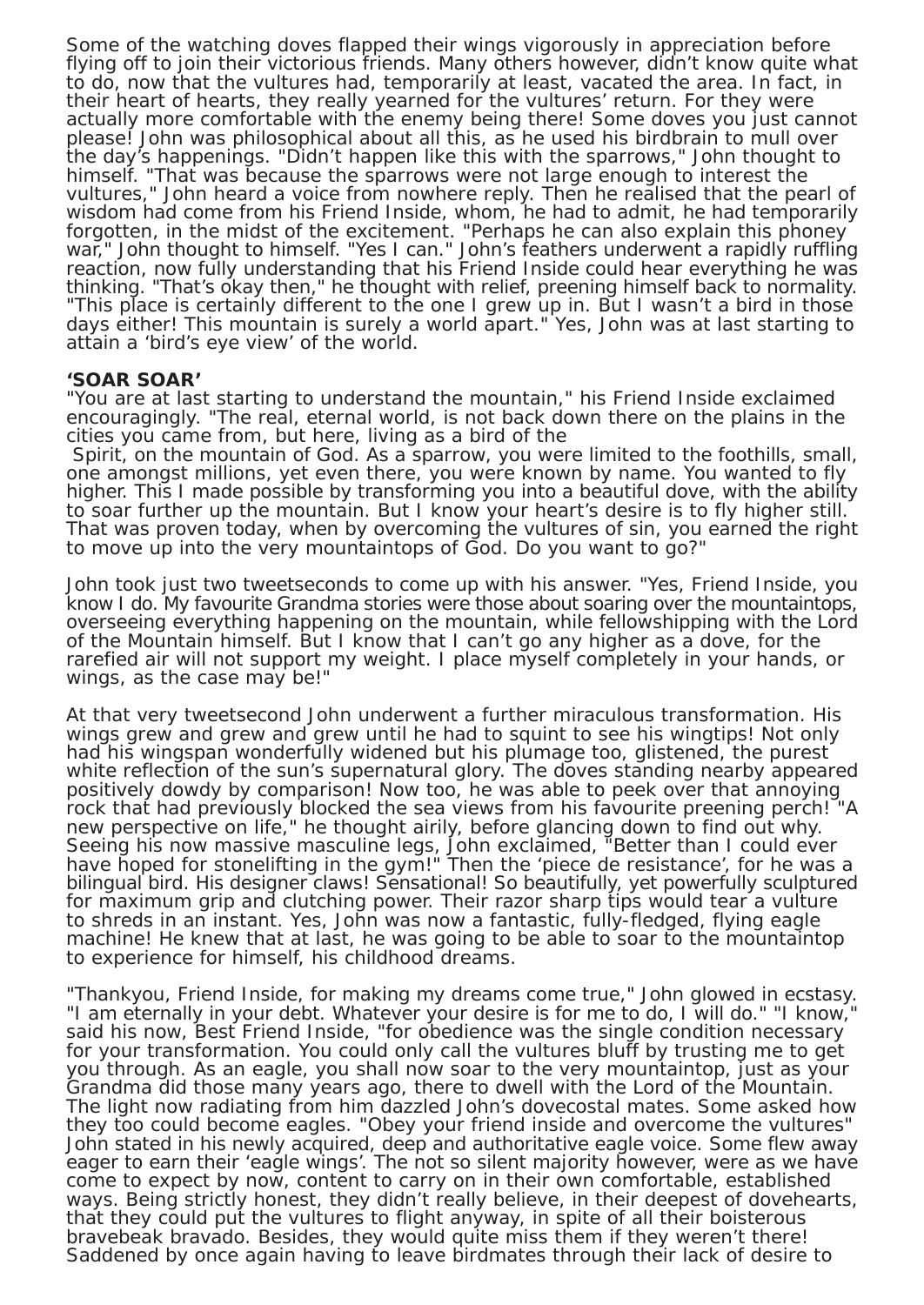Some of the watching doves flapped their wings vigorously in appreciation before flying off to join their victorious friends. Many others however, didn't know quite what to do, now that the vultures had, temporarily at least, vacated the area. In fact, in their heart of hearts, they really yearned for the vultures' return. For they were actually more comfortable with the enemy being there! Some doves you just cannot please! John was philosophical about all this, as he used his birdbrain to mull over the day's happenings. "Didn't happen like this with the sparrows," John thought to himself. "That was because the sparrows were not large enough to interest the vultures," John heard a voice from nowhere reply. Then he realised that the pearl of wisdom had come from his Friend Inside, whom, he had to admit, he had temporarily forgotten, in the midst of the excitement. "Perhaps he can also explain this phoney war," John thought to himself. "Yes I can." John's feathers underwent a rapidly ruffling reaction, now fully understanding that his Friend Inside could hear everything he was thinking. "That's okay then," he thought with relief, preening himself back to normality. "This place is certainly different to the one I grew up in. But I wasn't a bird in those days either! This mountain is surely a world apart." Yes, John was at last starting to attain a 'bird's eye view' of the world.

**'SOAR SOAR'**

"You are at last starting to understand the mountain," his Friend Inside exclaimed encouragingly. "The real, eternal world, is not back down there on the plains in the cities you came from, but here, living as a bird of the Spirit, on the mountain of God. As a sparrow, you were limited to the foothills, small, one amongst millions, yet even there, you were known by name. You wanted to fly higher. This I made possible by transforming you into a beautiful dove, with the ability to soar further up the mountain. But I know your heart's desire is to fly higher still. That was proven today, when by overcoming the vultures of sin, you earned the right to move up into the very mountaintops of God. Do you want to go?"

John took just two tweetseconds to come up with his answer. "Yes, Friend Inside, you know I do. My favourite Grandma stories were those about soaring over the mountaintops, overseeing everything happening on the mountain, while fellowshipping with the Lord of the Mountain himself. But I know that I can't go any higher as a dove, for the rarefied air will not support my weight. I place myself completely in your hands, or wings, as the case may be!"

At that very tweetsecond John underwent a further miraculous transformation. His wings grew and grew and grew until he had to squint to see his wingtips! Not only had his wingspan wonderfully widened but his plumage too, glistened, the purest white reflection of the sun's supernatural glory. The doves standing nearby appeared positively dowdy by comparison! Now too, he was able to peek over that annoying rock that had previously blocked the sea views from his favourite preening perch! "A new perspective on life," he thought airily, before glancing down to find out why. Seeing his now massive masculine legs, John exclaimed, "Better than I could ever have hoped for stonelifting in the gym!" Then the 'piece de resistance', for he was a bilingual bird. His designer claws! Sensational! So beautifully, yet powerfully sculptured for maximum grip and clutching power. Their razor sharp tips would tear a vulture to shreds in an instant. Yes, John was now a fantastic, fully-fledged, flying eagle machine! He knew that at last, he was going to be able to soar to the mountaintop to experience for himself, his childhood dreams.

"Thankyou, Friend Inside, for making my dreams come true," John glowed in ecstasy. "I am eternally in your debt. Whatever your desire is for me to do, I will do." "I know," said his now, Best Friend Inside, "for obedience was the single condition necessary for your transformation. You could only call the vultures bluff by trusting me to get you through. As an eagle, you shall now soar to the very mountaintop, just as your Grandma did those many years ago, there to dwell with the Lord of the Mountain. The light now radiating from him dazzled John's dovecostal mates. Some asked how they too could become eagles. "Obey your friend inside and overcome the vultures" John stated in his newly acquired, deep and authoritative eagle voice. Some flew away eager to earn their 'eagle wings'. The not so silent majority however, were as we have come to expect by now, content to carry on in their own comfortable, established ways. Being strictly honest, they didn't really believe, in their deepest of dovehearts, that they could put the vultures to flight anyway, in spite of all their boisterous bravebeak bravado. Besides, they would quite miss them if they weren't there! Saddened by once again having to leave birdmates through their lack of desire to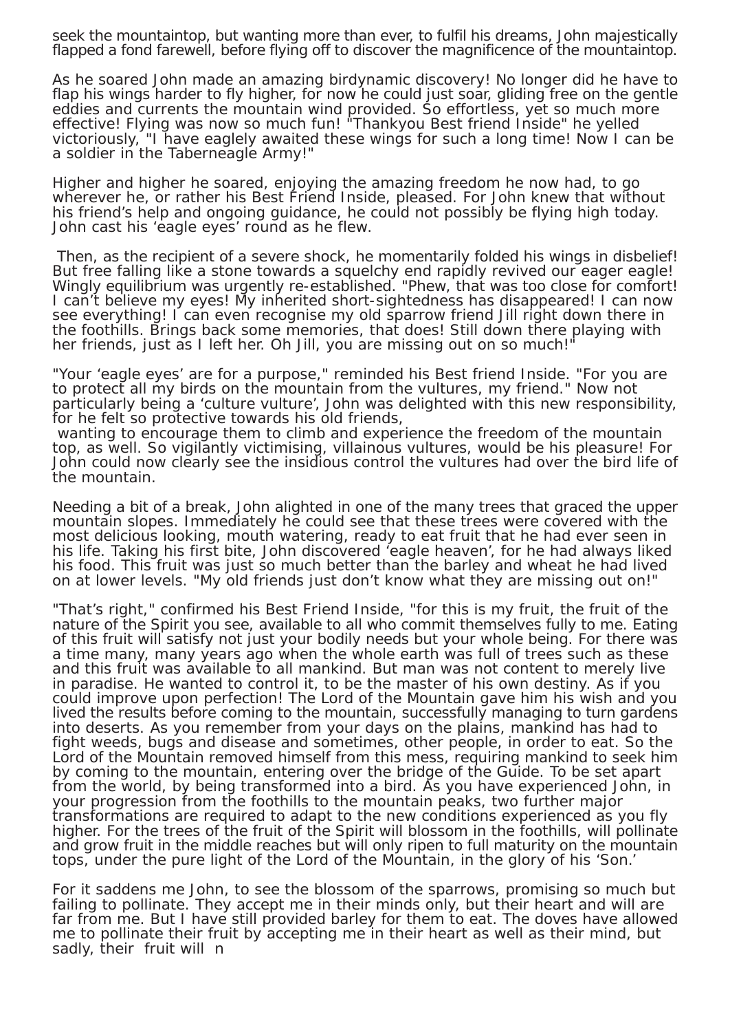seek the mountaintop, but wanting more than ever, to fulfil his dreams, John majestically flapped a fond farewell, before flying off to discover the magnificence of the mountaintop.

As he soared John made an amazing birdynamic discovery! No longer did he have to flap his wings harder to fly higher, for now he could just soar, gliding free on the gentle eddies and currents the mountain wind provided. So effortless, yet so much more effective! Flying was now so much fun! "Thankyou Best friend Inside" he yelled victoriously, "I have eaglely awaited these wings for such a long time! Now I can be a soldier in the Taberneagle Army!"

Higher and higher he soared, enjoying the amazing freedom he now had, to go wherever he, or rather his Best Friend Inside, pleased. For John knew that without his friend's help and ongoing guidance, he could not possibly be flying high today. John cast his 'eagle eyes' round as he flew.

Then, as the recipient of a severe shock, he momentarily folded his wings in disbelief! But free falling like a stone towards a squelchy end rapidly revived our eager eagle! Wingly equilibrium was urgently re-established. "Phew, that was too close for comfort! I can't believe my eyes! My inherited short-sightedness has disappeared! I can now see everything! I can even recognise my old sparrow friend Jill right down there in the foothills. Brings back some memories, that does! Still down there playing with her friends, just as I left her. Oh Jill, you are missing out on so much!"

"Your 'eagle eyes' are for a purpose," reminded his Best friend Inside. "For you are to protect all my birds on the mountain from the vultures, my friend." Now not particularly being a 'culture vulture', John was delighted with this new responsibility, for he felt so protective towards his old friends,
wanting to encourage them to climb and experience the freedom of the mountain top, as well. So vigilantly victimising, villainous vultures, would be his pleasure! For John could now clearly see the insidious control the vultures had over the bird life of the mountain.

Needing a bit of a break, John alighted in one of the many trees that graced the upper mountain slopes. Immediately he could see that these trees were covered with the most delicious looking, mouth watering, ready to eat fruit that he had ever seen in his life. Taking his first bite, John discovered 'eagle heaven', for he had always liked his food. This fruit was just so much better than the barley and wheat he had lived on at lower levels. "My old friends just don't know what they are missing out on!"

"That's right," confirmed his Best Friend Inside, "for this is my fruit, the fruit of the nature of the Spirit you see, available to all who commit themselves fully to me. Eating of this fruit will satisfy not just your bodily needs but your whole being. For there was a time many, many years ago when the whole earth was full of trees such as these and this fruit was available to all mankind. But man was not content to merely live in paradise. He wanted to control it, to be the master of his own destiny. As if you could improve upon perfection! The Lord of the Mountain gave him his wish and you lived the results before coming to the mountain, successfully managing to turn gardens into deserts. As you remember from your days on the plains, mankind has had to fight weeds, bugs and disease and sometimes, other people, in order to eat. So the Lord of the Mountain removed himself from this mess, requiring mankind to seek him by coming to the mountain, entering over the bridge of the Guide. To be set apart from the world, by being transformed into a bird. As you have experienced John, in your progression from the foothills to the mountain peaks, two further major transformations are required to adapt to the new conditions experienced as you fly higher. For the trees of the fruit of the Spirit will blossom in the foothills, will pollinate and grow fruit in the middle reaches but will only ripen to full maturity on the mountain tops, under the pure light of the Lord of the Mountain, in the glory of his 'Son.'

For it saddens me John, to see the blossom of the sparrows, promising so much but failing to pollinate. They accept me in their minds only, but their heart and will are far from me. But I have still provided barley for them to eat. The doves have allowed me to pollinate their fruit by accepting me in their heart as well as their mind, but sadly, their fruit will n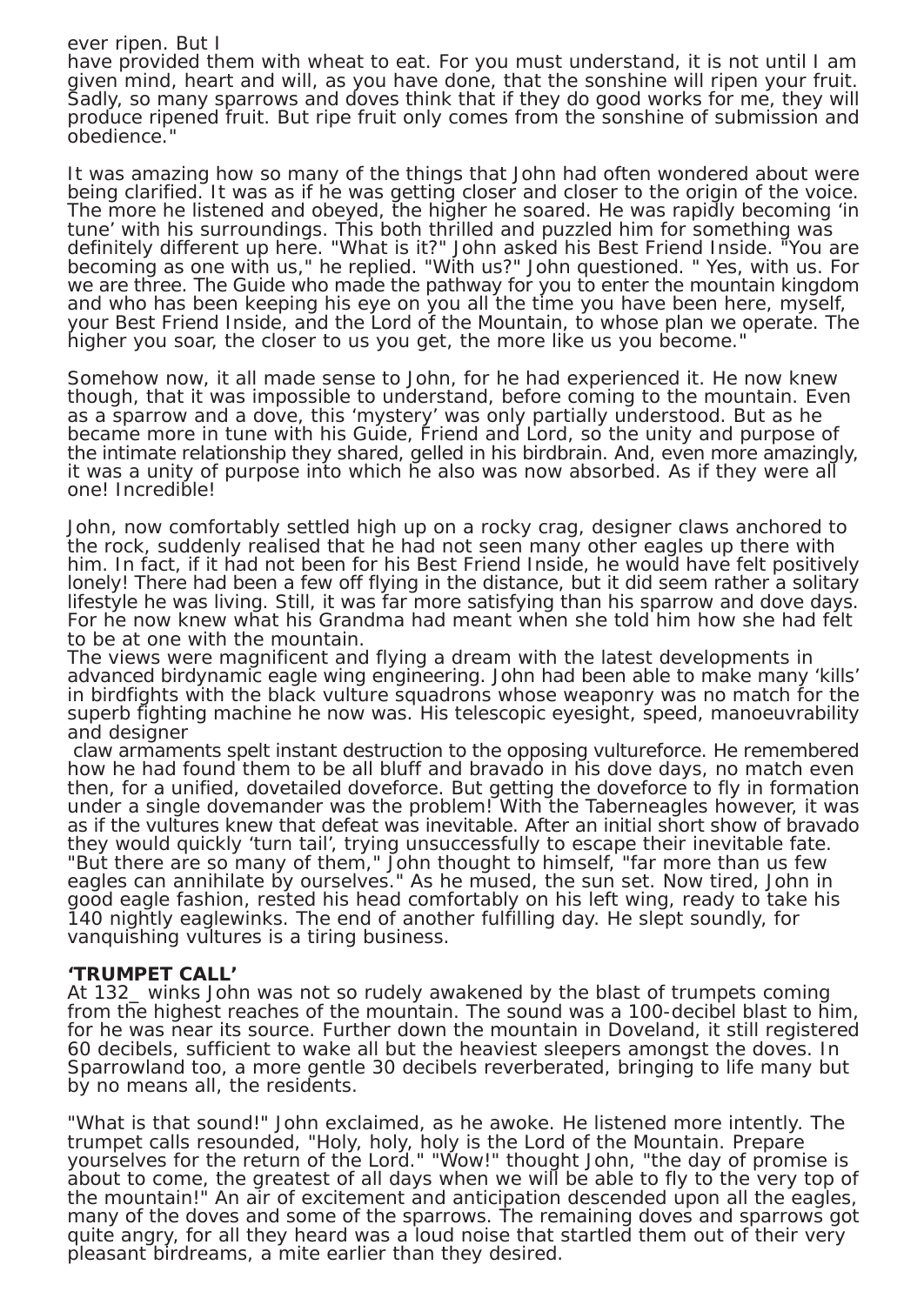ever ripen. But I have provided them with wheat to eat. For you must understand, it is not until I am given mind, heart and will, as you have done, that the sonshine will ripen your fruit. Sadly, so many sparrows and doves think that if they do good works for me, they will produce ripened fruit. But ripe fruit only comes from the sonshine of submission and obedience."

It was amazing how so many of the things that John had often wondered about were being clarified. It was as if he was getting closer and closer to the origin of the voice. The more he listened and obeyed, the higher he soared. He was rapidly becoming 'in tune' with his surroundings. This both thrilled and puzzled him for something was definitely different up here. "What is it?" John asked his Best Friend Inside. "You are becoming as one with us," he replied. "With us?" John questioned. " Yes, with us. For we are three. The Guide who made the pathway for you to enter the mountain kingdom and who has been keeping his eye on you all the time you have been here, myself, your Best Friend Inside, and the Lord of the Mountain, to whose plan we operate. The higher you soar, the closer to us you get, the more like us you become."

Somehow now, it all made sense to John, for he had experienced it. He now knew though, that it was impossible to understand, before coming to the mountain. Even as a sparrow and a dove, this 'mystery' was only partially understood. But as he became more in tune with his Guide, Friend and Lord, so the unity and purpose of the intimate relationship they shared, gelled in his birdbrain. And, even more amazingly, it was a unity of purpose into which he also was now absorbed. As if they were all one! Incredible!

John, now comfortably settled high up on a rocky crag, designer claws anchored to the rock, suddenly realised that he had not seen many other eagles up there with him. In fact, if it had not been for his Best Friend Inside, he would have felt positively lonely! There had been a few off flying in the distance, but it did seem rather a solitary lifestyle he was living. Still, it was far more satisfying than his sparrow and dove days. For he now knew what his Grandma had meant when she told him how she had felt to be at one with the mountain.
The views were magnificent and flying a dream with the latest developments in advanced birdynamic eagle wing engineering. John had been able to make many 'kills' in birdfights with the black vulture squadrons whose weaponry was no match for the superb fighting machine he now was. His telescopic eyesight, speed, manoeuvrability and designer claw armaments spelt instant destruction to the opposing vultureforce. He remembered how he had found them to be all bluff and bravado in his dove days, no match even then, for a unified, dovetailed doveforce. But getting the doveforce to fly in formation under a single dovemander was the problem! With the Taberneagles however, it was as if the vultures knew that defeat was inevitable. After an initial short show of bravado they would quickly 'turn tail', trying unsuccessfully to escape their inevitable fate. "But there are so many of them," John thought to himself, "far more than us few eagles can annihilate by ourselves." As he mused, the sun set. Now tired, John in good eagle fashion, rested his head comfortably on his left wing, ready to take his 140 nightly eaglewinks. The end of another fulfilling day. He slept soundly, for vanquishing vultures is a tiring business.

**'TRUMPET CALL'**

At 132_ winks John was not so rudely awakened by the blast of trumpets coming from the highest reaches of the mountain. The sound was a 100-decibel blast to him, for he was near its source. Further down the mountain in Doveland, it still registered 60 decibels, sufficient to wake all but the heaviest sleepers amongst the doves. In Sparrowland too, a more gentle 30 decibels reverberated, bringing to life many but by no means all, the residents.

"What is that sound!" John exclaimed, as he awoke. He listened more intently. The trumpet calls resounded, "Holy, holy, holy is the Lord of the Mountain. Prepare yourselves for the return of the Lord." "Wow!" thought John, "the day of promise is about to come, the greatest of all days when we will be able to fly to the very top of the mountain!" An air of excitement and anticipation descended upon all the eagles, many of the doves and some of the sparrows. The remaining doves and sparrows got quite angry, for all they heard was a loud noise that startled them out of their very pleasant birdreams, a mite earlier than they desired.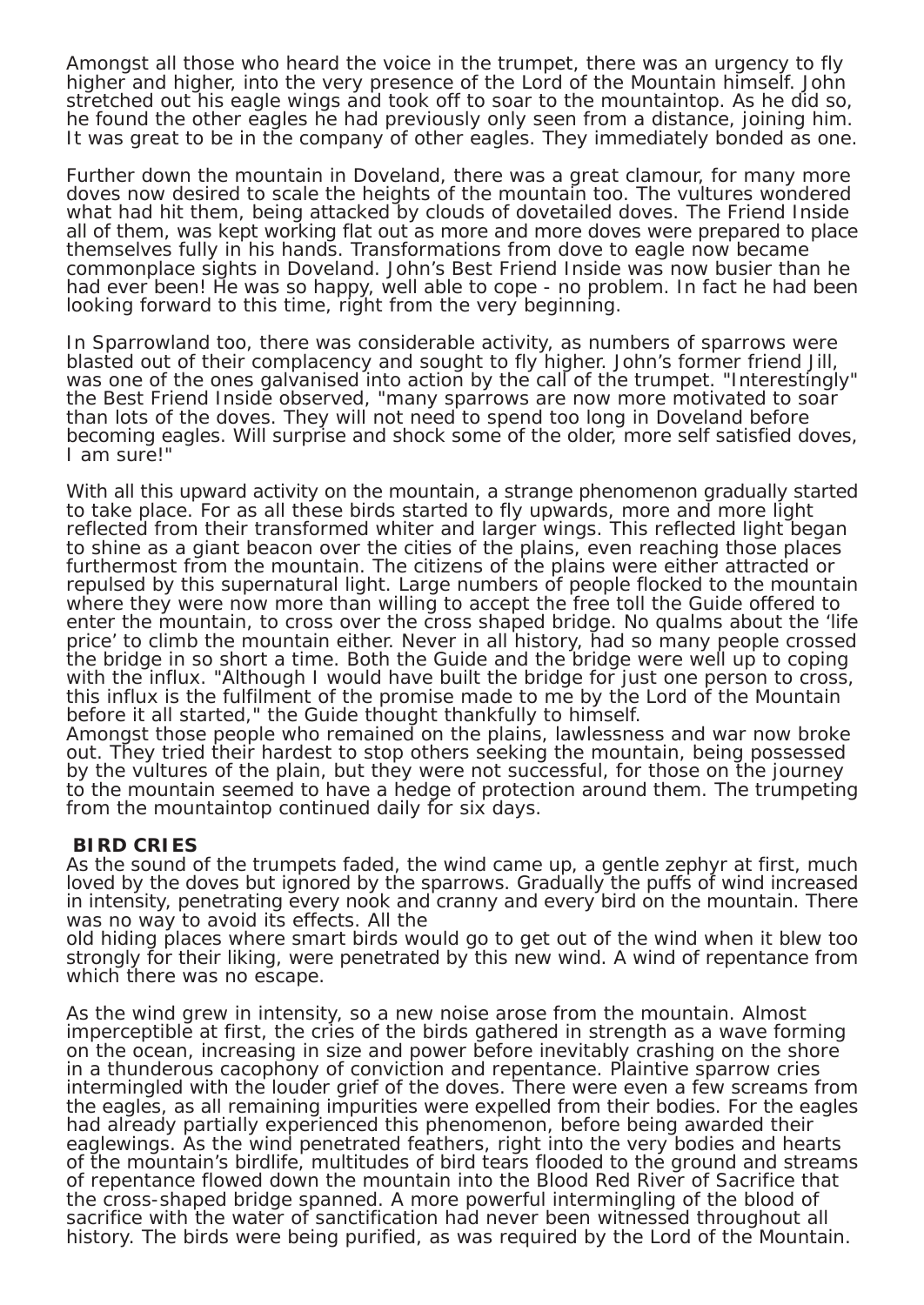Amongst all those who heard the voice in the trumpet, there was an urgency to fly higher and higher, into the very presence of the Lord of the Mountain himself. John stretched out his eagle wings and took off to soar to the mountaintop. As he did so, he found the other eagles he had previously only seen from a distance, joining him. It was great to be in the company of other eagles. They immediately bonded as one.

Further down the mountain in Doveland, there was a great clamour, for many more doves now desired to scale the heights of the mountain too. The vultures wondered what had hit them, being attacked by clouds of dovetailed doves. The Friend Inside all of them, was kept working flat out as more and more doves were prepared to place themselves fully in his hands. Transformations from dove to eagle now became commonplace sights in Doveland. John's Best Friend Inside was now busier than he had ever been! He was so happy, well able to cope - no problem. In fact he had been looking forward to this time, right from the very beginning.

In Sparrowland too, there was considerable activity, as numbers of sparrows were blasted out of their complacency and sought to fly higher. John's former friend Jill, was one of the ones galvanised into action by the call of the trumpet. "Interestingly" the Best Friend Inside observed, "many sparrows are now more motivated to soar than lots of the doves. They will not need to spend too long in Doveland before becoming eagles. Will surprise and shock some of the older, more self satisfied doves, I am sure!"

With all this upward activity on the mountain, a strange phenomenon gradually started to take place. For as all these birds started to fly upwards, more and more light reflected from their transformed whiter and larger wings. This reflected light began to shine as a giant beacon over the cities of the plains, even reaching those places furthermost from the mountain. The citizens of the plains were either attracted or repulsed by this supernatural light. Large numbers of people flocked to the mountain where they were now more than willing to accept the free toll the Guide offered to enter the mountain, to cross over the cross shaped bridge. No qualms about the 'life price' to climb the mountain either. Never in all history, had so many people crossed the bridge in so short a time. Both the Guide and the bridge were well up to coping with the influx. "Although I would have built the bridge for just one person to cross, this influx is the fulfilment of the promise made to me by the Lord of the Mountain before it all started," the Guide thought thankfully to himself.
Amongst those people who remained on the plains, lawlessness and war now broke out. They tried their hardest to stop others seeking the mountain, being possessed by the vultures of the plain, but they were not successful, for those on the journey to the mountain seemed to have a hedge of protection around them. The trumpeting from the mountaintop continued daily for six days.

**BIRD CRIES**

As the sound of the trumpets faded, the wind came up, a gentle zephyr at first, much loved by the doves but ignored by the sparrows. Gradually the puffs of wind increased in intensity, penetrating every nook and cranny and every bird on the mountain. There was no way to avoid its effects. All the old hiding places where smart birds would go to get out of the wind when it blew too strongly for their liking, were penetrated by this new wind. A wind of repentance from which there was no escape.

As the wind grew in intensity, so a new noise arose from the mountain. Almost imperceptible at first, the cries of the birds gathered in strength as a wave forming on the ocean, increasing in size and power before inevitably crashing on the shore in a thunderous cacophony of conviction and repentance. Plaintive sparrow cries intermingled with the louder grief of the doves. There were even a few screams from the eagles, as all remaining impurities were expelled from their bodies. For the eagles had already partially experienced this phenomenon, before being awarded their eaglewings. As the wind penetrated feathers, right into the very bodies and hearts of the mountain's birdlife, multitudes of bird tears flooded to the ground and streams of repentance flowed down the mountain into the Blood Red River of Sacrifice that the cross-shaped bridge spanned. A more powerful intermingling of the blood of sacrifice with the water of sanctification had never been witnessed throughout all history. The birds were being purified, as was required by the Lord of the Mountain.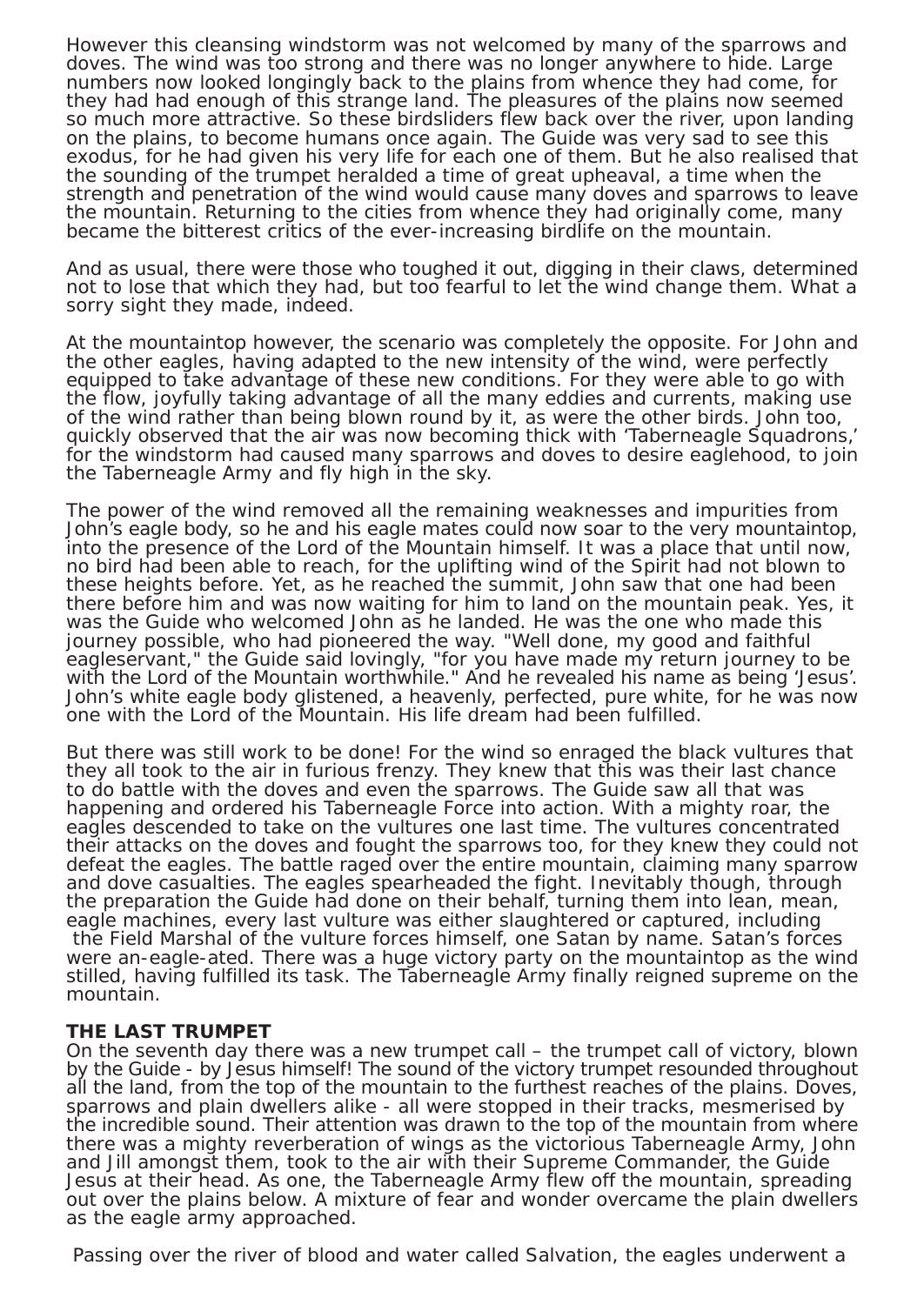However this cleansing windstorm was not welcomed by many of the sparrows and doves. The wind was too strong and there was no longer anywhere to hide. Large numbers now looked longingly back to the plains from whence they had come, for they had had enough of this strange land. The pleasures of the plains now seemed so much more attractive. So these birdsliders flew back over the river, upon landing on the plains, to become humans once again. The Guide was very sad to see this exodus, for he had given his very life for each one of them. But he also realised that the sounding of the trumpet heralded a time of great upheaval, a time when the strength and penetration of the wind would cause many doves and sparrows to leave the mountain. Returning to the cities from whence they had originally come, many became the bitterest critics of the ever-increasing birdlife on the mountain.

And as usual, there were those who toughed it out, digging in their claws, determined not to lose that which they had, but too fearful to let the wind change them. What a sorry sight they made, indeed.

At the mountaintop however, the scenario was completely the opposite. For John and the other eagles, having adapted to the new intensity of the wind, were perfectly equipped to take advantage of these new conditions. For they were able to go with the flow, joyfully taking advantage of all the many eddies and currents, making use of the wind rather than being blown round by it, as were the other birds. John too, quickly observed that the air was now becoming thick with 'Taberneagle Squadrons,' for the windstorm had caused many sparrows and doves to desire eaglehood, to join the Taberneagle Army and fly high in the sky.

The power of the wind removed all the remaining weaknesses and impurities from John's eagle body, so he and his eagle mates could now soar to the very mountaintop, into the presence of the Lord of the Mountain himself. It was a place that until now, no bird had been able to reach, for the uplifting wind of the Spirit had not blown to these heights before. Yet, as he reached the summit, John saw that one had been there before him and was now waiting for him to land on the mountain peak. Yes, it was the Guide who welcomed John as he landed. He was the one who made this journey possible, who had pioneered the way. "Well done, my good and faithful eagleservant," the Guide said lovingly, "for you have made my return journey to be with the Lord of the Mountain worthwhile." And he revealed his name as being 'Jesus'. John's white eagle body glistened, a heavenly, perfected, pure white, for he was now one with the Lord of the Mountain. His life dream had been fulfilled.

But there was still work to be done! For the wind so enraged the black vultures that they all took to the air in furious frenzy. They knew that this was their last chance to do battle with the doves and even the sparrows. The Guide saw all that was happening and ordered his Taberneagle Force into action. With a mighty roar, the eagles descended to take on the vultures one last time. The vultures concentrated their attacks on the doves and fought the sparrows too, for they knew they could not defeat the eagles. The battle raged over the entire mountain, claiming many sparrow and dove casualties. The eagles spearheaded the fight. Inevitably though, through the preparation the Guide had done on their behalf, turning them into lean, mean, eagle machines, every last vulture was either slaughtered or captured, including the Field Marshal of the vulture forces himself, one Satan by name. Satan's forces were an-eagle-ated. There was a huge victory party on the mountaintop as the wind stilled, having fulfilled its task. The Taberneagle Army finally reigned supreme on the mountain.

**THE LAST TRUMPET**

On the seventh day there was a new trumpet call – the trumpet call of victory, blown by the Guide - by Jesus himself! The sound of the victory trumpet resounded throughout all the land, from the top of the mountain to the furthest reaches of the plains. Doves, sparrows and plain dwellers alike - all were stopped in their tracks, mesmerised by the incredible sound. Their attention was drawn to the top of the mountain from where there was a mighty reverberation of wings as the victorious Taberneagle Army, John and Jill amongst them, took to the air with their Supreme Commander, the Guide Jesus at their head. As one, the Taberneagle Army flew off the mountain, spreading out over the plains below. A mixture of fear and wonder overcame the plain dwellers as the eagle army approached.

Passing over the river of blood and water called Salvation, the eagles underwent a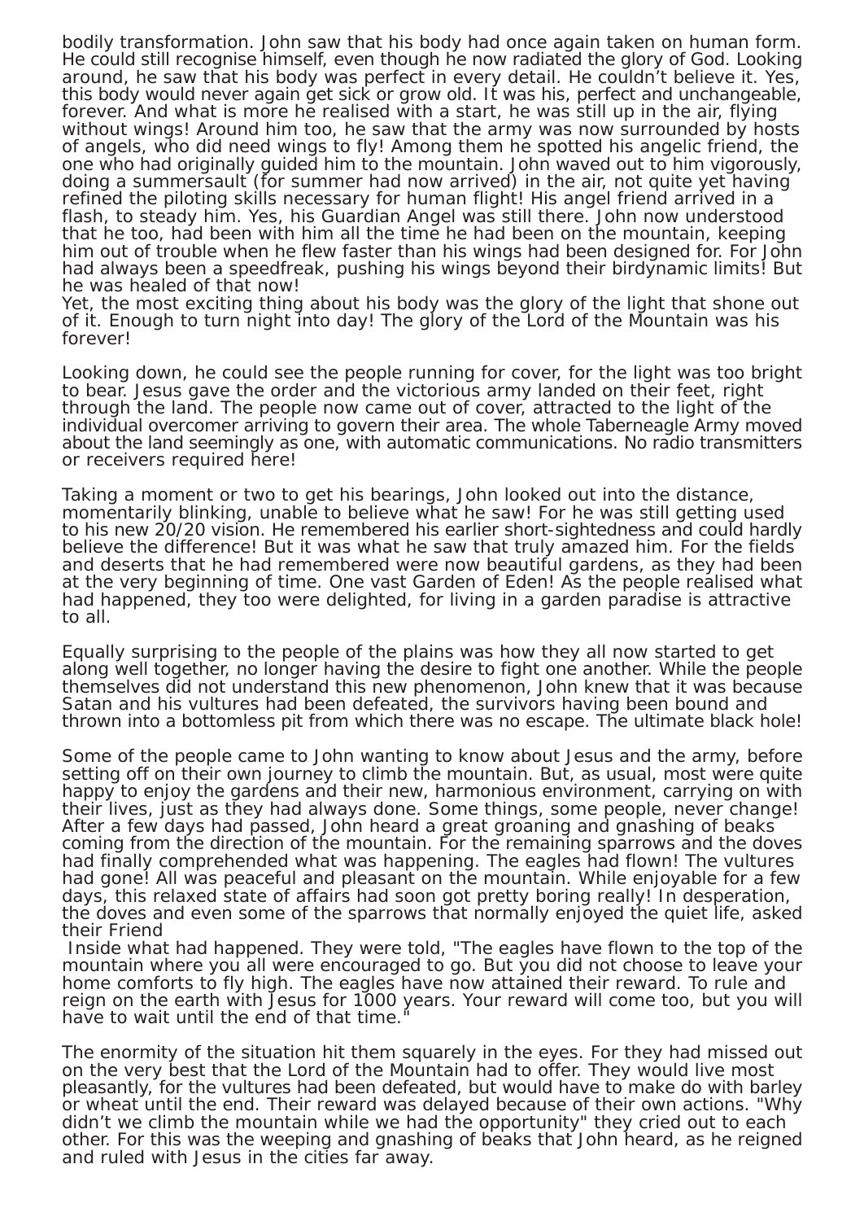bodily transformation. John saw that his body had once again taken on human form. He could still recognise himself, even though he now radiated the glory of God. Looking around, he saw that his body was perfect in every detail. He couldn't believe it. Yes, this body would never again get sick or grow old. It was his, perfect and unchangeable, forever. And what is more he realised with a start, he was still up in the air, flying without wings! Around him too, he saw that the army was now surrounded by hosts of angels, who did need wings to fly! Among them he spotted his angelic friend, the one who had originally guided him to the mountain. John waved out to him vigorously, doing a summersault (for summer had now arrived) in the air, not quite yet having refined the piloting skills necessary for human flight! His angel friend arrived in a flash, to steady him. Yes, his Guardian Angel was still there. John now understood that he too, had been with him all the time he had been on the mountain, keeping him out of trouble when he flew faster than his wings had been designed for. For John had always been a speedfreak, pushing his wings beyond their birdynamic limits! But he was healed of that now!
Yet, the most exciting thing about his body was the glory of the light that shone out of it. Enough to turn night into day! The glory of the Lord of the Mountain was his forever!

Looking down, he could see the people running for cover, for the light was too bright to bear. Jesus gave the order and the victorious army landed on their feet, right through the land. The people now came out of cover, attracted to the light of the individual overcomer arriving to govern their area. The whole Taberneagle Army moved about the land seemingly as one, with automatic communications. No radio transmitters or receivers required here!

Taking a moment or two to get his bearings, John looked out into the distance, momentarily blinking, unable to believe what he saw! For he was still getting used to his new 20/20 vision. He remembered his earlier short-sightedness and could hardly believe the difference! But it was what he saw that truly amazed him. For the fields and deserts that he had remembered were now beautiful gardens, as they had been at the very beginning of time. One vast Garden of Eden! As the people realised what had happened, they too were delighted, for living in a garden paradise is attractive to all.

Equally surprising to the people of the plains was how they all now started to get along well together, no longer having the desire to fight one another. While the people themselves did not understand this new phenomenon, John knew that it was because Satan and his vultures had been defeated, the survivors having been bound and thrown into a bottomless pit from which there was no escape. The ultimate black hole!

Some of the people came to John wanting to know about Jesus and the army, before setting off on their own journey to climb the mountain. But, as usual, most were quite happy to enjoy the gardens and their new, harmonious environment, carrying on with their lives, just as they had always done. Some things, some people, never change!
After a few days had passed, John heard a great groaning and gnashing of beaks coming from the direction of the mountain. For the remaining sparrows and the doves had finally comprehended what was happening. The eagles had flown! The vultures had gone! All was peaceful and pleasant on the mountain. While enjoyable for a few days, this relaxed state of affairs had soon got pretty boring really! In desperation, the doves and even some of the sparrows that normally enjoyed the quiet life, asked their Friend
Inside what had happened. They were told, "The eagles have flown to the top of the mountain where you all were encouraged to go. But you did not choose to leave your home comforts to fly high. The eagles have now attained their reward. To rule and reign on the earth with Jesus for 1000 years. Your reward will come too, but you will have to wait until the end of that time."

The enormity of the situation hit them squarely in the eyes. For they had missed out on the very best that the Lord of the Mountain had to offer. They would live most pleasantly, for the vultures had been defeated, but would have to make do with barley or wheat until the end. Their reward was delayed because of their own actions. "Why didn't we climb the mountain while we had the opportunity" they cried out to each other. For this was the weeping and gnashing of beaks that John heard, as he reigned and ruled with Jesus in the cities far away.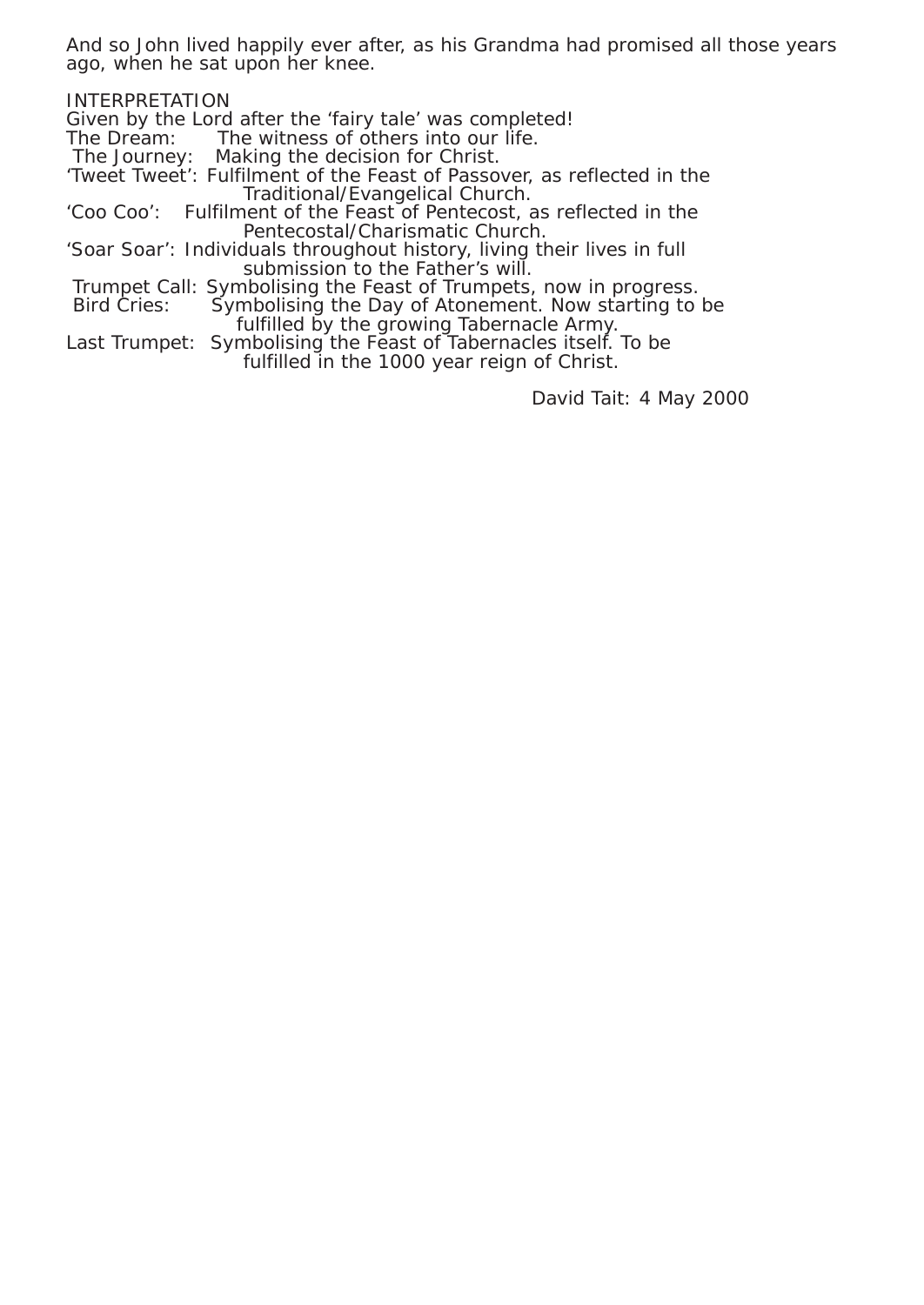And so John lived happily ever after, as his Grandma had promised all those years ago, when he sat upon her knee.

INTERPRETATION

Given by the Lord after the ‘fairy tale’ was completed!

The Dream: The witness of others into our life.

The Journey: Making the decision for Christ.

‘Tweet Tweet’: Fulfilment of the Feast of Passover, as reflected in the Traditional/Evangelical Church.

‘Coo Coo’: Fulfilment of the Feast of Pentecost, as reflected in the Pentecostal/Charismatic Church.

‘Soar Soar’: Individuals throughout history, living their lives in full submission to the Father’s will.

Trumpet Call: Symbolising the Feast of Trumpets, now in progress.

Bird Cries: Symbolising the Day of Atonement. Now starting to be fulfilled by the growing Tabernacle Army.

Last Trumpet: Symbolising the Feast of Tabernacles itself. To be fulfilled in the 1000 year reign of Christ.

David Tait: 4 May 2000